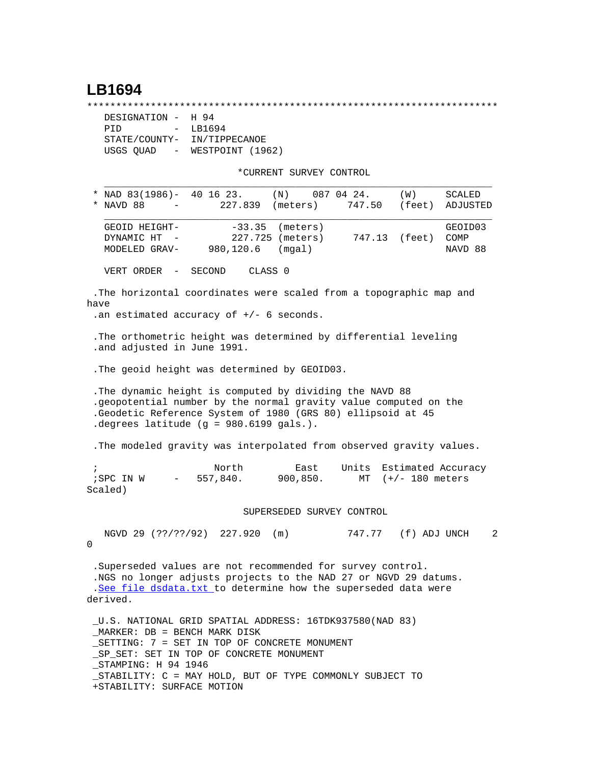# LB1694

```
***********************************************************************
  DESIGNATION -  H 94
  PID         -  LB1694
  STATE/COUNTY-  IN/TIPPECANOE
  USGS QUAD   -  WESTPOINT (1962)

                          *CURRENT SURVEY CONTROL
  ___________________________________________________________________
* NAD 83(1986)-  40 16 23.     (N)    087 04 24.     (W)     SCALED
* NAVD 88     -       227.839  (meters)     747.50   (feet)  ADJUSTED
  ___________________________________________________________________
  GEOID HEIGHT-        -33.35  (meters)                      GEOID03
  DYNAMIC HT  -        227.725 (meters)      747.13  (feet)  COMP
  MODELED GRAV-     980,120.6  (mgal)                        NAVD 88

  VERT ORDER  -  SECOND    CLASS 0

.The horizontal coordinates were scaled from a topographic map and
have
.an estimated accuracy of +/- 6 seconds.

.The orthometric height was determined by differential leveling
.and adjusted in June 1991.

.The geoid height was determined by GEOID03.

.The dynamic height is computed by dividing the NAVD 88
.geopotential number by the normal gravity value computed on the
.Geodetic Reference System of 1980 (GRS 80) ellipsoid at 45
.degrees latitude (g = 980.6199 gals.).

.The modeled gravity was interpolated from observed gravity values.

;                   North         East     Units  Estimated Accuracy
;SPC IN W     -   557,840.      900,850.     MT  (+/- 180 meters
Scaled)

                          SUPERSEDED SURVEY CONTROL

  NGVD 29 (??/??/92)  227.920  (m)          747.77   (f) ADJ UNCH    2
0

.Superseded values are not recommended for survey control.
.NGS no longer adjusts projects to the NAD 27 or NGVD 29 datums.
.See file dsdata.txt to determine how the superseded data were
derived.

_U.S. NATIONAL GRID SPATIAL ADDRESS: 16TDK937580(NAD 83)
_MARKER: DB = BENCH MARK DISK
_SETTING: 7 = SET IN TOP OF CONCRETE MONUMENT
_SP_SET: SET IN TOP OF CONCRETE MONUMENT
_STAMPING: H 94 1946
_STABILITY: C = MAY HOLD, BUT OF TYPE COMMONLY SUBJECT TO
+STABILITY: SURFACE MOTION
```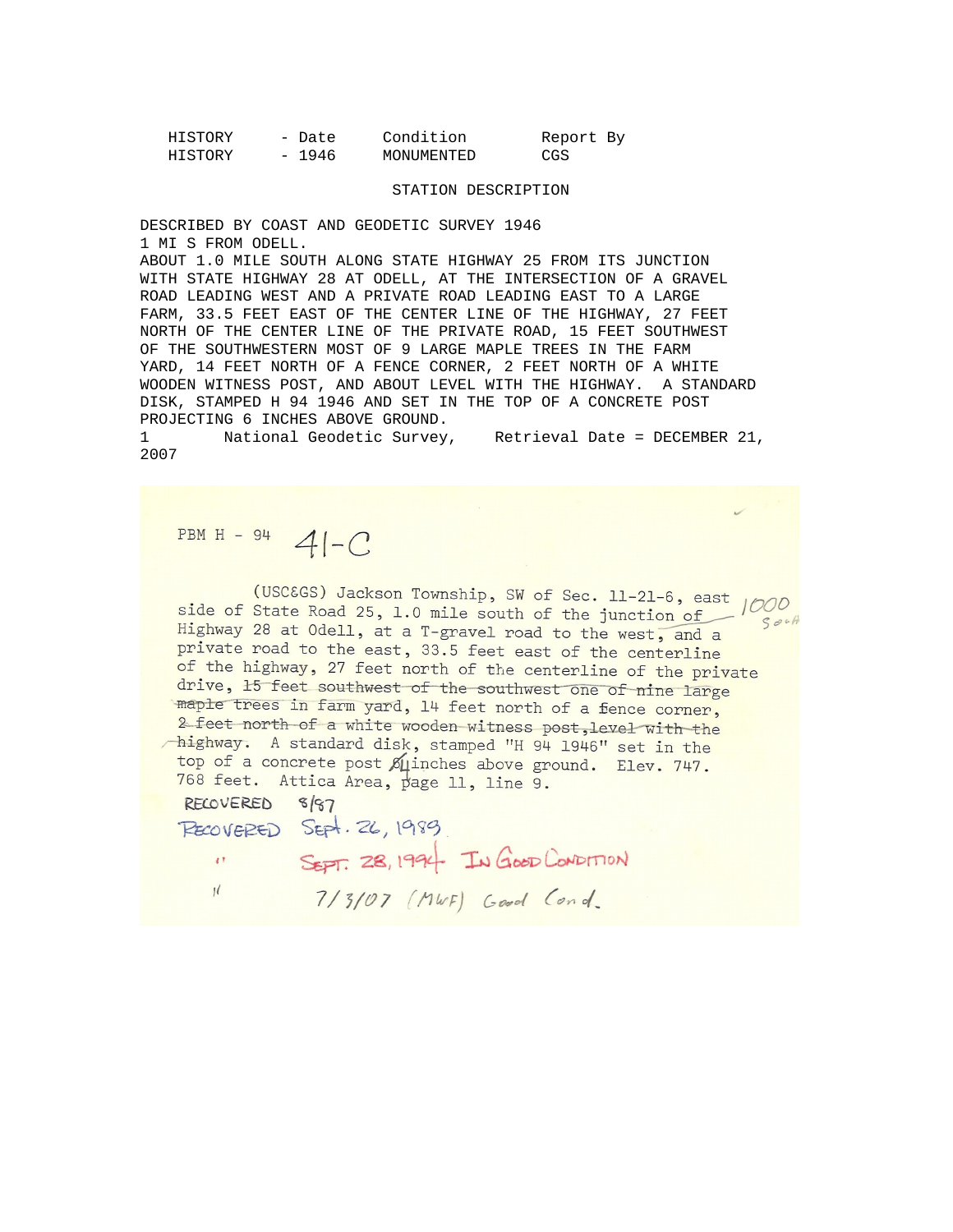| | | | |
|---|---|---|---|
| HISTORY | - Date | Condition | Report By |
| HISTORY | - 1946 | MONUMENTED | CGS |

STATION DESCRIPTION

DESCRIBED BY COAST AND GEODETIC SURVEY 1946
1 MI S FROM ODELL.
ABOUT 1.0 MILE SOUTH ALONG STATE HIGHWAY 25 FROM ITS JUNCTION WITH STATE HIGHWAY 28 AT ODELL, AT THE INTERSECTION OF A GRAVEL ROAD LEADING WEST AND A PRIVATE ROAD LEADING EAST TO A LARGE FARM, 33.5 FEET EAST OF THE CENTER LINE OF THE HIGHWAY, 27 FEET NORTH OF THE CENTER LINE OF THE PRIVATE ROAD, 15 FEET SOUTHWEST OF THE SOUTHWESTERN MOST OF 9 LARGE MAPLE TREES IN THE FARM YARD, 14 FEET NORTH OF A FENCE CORNER, 2 FEET NORTH OF A WHITE WOODEN WITNESS POST, AND ABOUT LEVEL WITH THE HIGHWAY. A STANDARD DISK, STAMPED H 94 1946 AND SET IN THE TOP OF A CONCRETE POST PROJECTING 6 INCHES ABOVE GROUND.

1 National Geodetic Survey, Retrieval Date = DECEMBER 21, 2007

PBM H - 94 41-C

(USC&GS) Jackson Township, SW of Sec. 11-21-6, east side of State Road 25, 1.0 mile south of the junction of Highway 28 at Odell, at a T-gravel road to the west, and a private road to the east, 33.5 feet east of the centerline of the highway, 27 feet north of the centerline of the private drive, ~~15 feet southwest of the southwest one of nine large maple trees in farm yard~~, 14 feet north of a fence corner, ~~2 feet north of a white wooden witness post, level with the highway~~. A standard disk, stamped "H 94 1946" set in the top of a concrete post ~~6~~ 4 inches above ground. Elev. 747.768 feet. Attica Area, page 11, line 9.

1000 South

RECOVERED 8/87
RECOVERED Sept. 26, 1989
" Sept. 28, 1994 In Good Condition
" 7/3/07 (MWF) Good Cond.